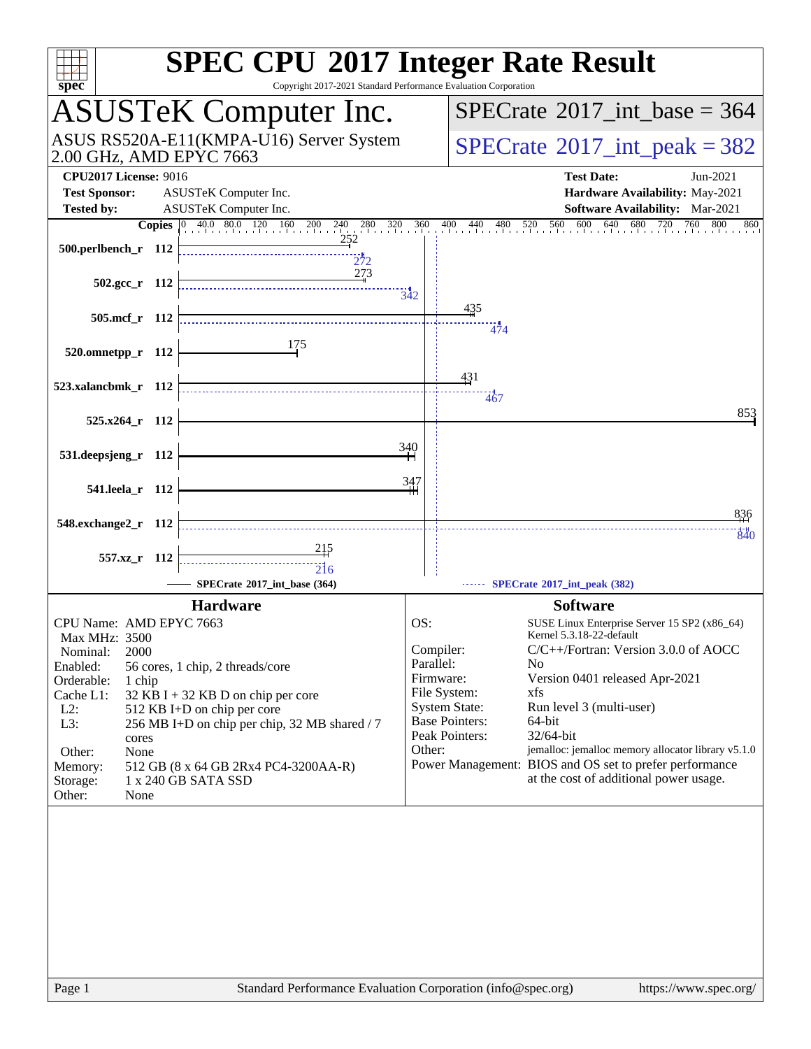# SPEC CPU 2017 Integer Rate Result

Copyright 2017-2021 Standard Performance Evaluation Corporation

## ASUSTeK Computer Inc.

ASUS RS520A-E11(KMPA-U16) Server System
2.00 GHz, AMD EPYC 7663

**SPECrate 2017_int_base = 364**

**SPECrate 2017_int_peak = 382**

| | | | |
|---|---|---|---|
| **CPU2017 License:** 9016 | | **Test Date:** | Jun-2021 |
| **Test Sponsor:** | ASUSTeK Computer Inc. | **Hardware Availability:** | May-2021 |
| **Tested by:** | ASUSTeK Computer Inc. | **Software Availability:** | Mar-2021 |

| Benchmark | Copies | Base | Peak |
|---|---|---|---|
| 500.perlbench_r | 112 | 252 | 272 |
| 502.gcc_r | 112 | 273 | 342 |
| 505.mcf_r | 112 | 435 | 474 |
| 520.omnetpp_r | 112 | 175 | |
| 523.xalancbmk_r | 112 | 431 | 467 |
| 525.x264_r | 112 | 853 | |
| 531.deepsjeng_r | 112 | 340 | |
| 541.leela_r | 112 | 347 | |
| 548.exchange2_r | 112 | 836 | 840 |
| 557.xz_r | 112 | 215 | 216 |

SPECrate 2017_int_base (364) — SPECrate 2017_int_peak (382)

### Hardware

| | |
|---|---|
| CPU Name: | AMD EPYC 7663 |
| Max MHz: | 3500 |
| Nominal: | 2000 |
| Enabled: | 56 cores, 1 chip, 2 threads/core |
| Orderable: | 1 chip |
| Cache L1: | 32 KB I + 32 KB D on chip per core |
| L2: | 512 KB I+D on chip per core |
| L3: | 256 MB I+D on chip per chip, 32 MB shared / 7 cores |
| Other: | None |
| Memory: | 512 GB (8 x 64 GB 2Rx4 PC4-3200AA-R) |
| Storage: | 1 x 240 GB SATA SSD |
| Other: | None |

### Software

| | |
|---|---|
| OS: | SUSE Linux Enterprise Server 15 SP2 (x86_64) Kernel 5.3.18-22-default |
| Compiler: | C/C++/Fortran: Version 3.0.0 of AOCC |
| Parallel: | No |
| Firmware: | Version 0401 released Apr-2021 |
| File System: | xfs |
| System State: | Run level 3 (multi-user) |
| Base Pointers: | 64-bit |
| Peak Pointers: | 32/64-bit |
| Other: | jemalloc: jemalloc memory allocator library v5.1.0 |
| Power Management: | BIOS and OS set to prefer performance at the cost of additional power usage. |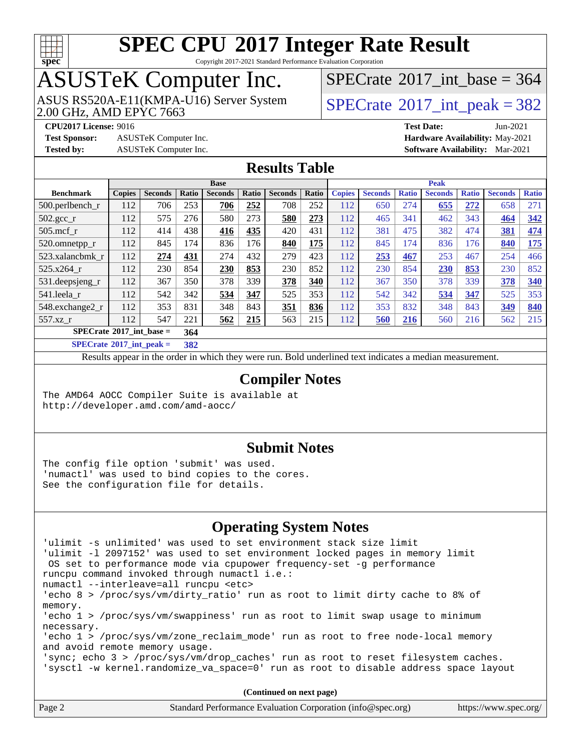# SPEC CPU 2017 Integer Rate Result

Copyright 2017-2021 Standard Performance Evaluation Corporation

## ASUSTeK Computer Inc.

ASUS RS520A-E11(KMPA-U16) Server System
2.00 GHz, AMD EPYC 7663

SPECrate 2017_int_base = 364

SPECrate 2017_int_peak = 382

**CPU2017 License:** 9016
**Test Sponsor:** ASUSTeK Computer Inc.
**Tested by:** ASUSTeK Computer Inc.

**Test Date:** Jun-2021
**Hardware Availability:** May-2021
**Software Availability:** Mar-2021

## Results Table

| | Base | | | | | | | Peak | | | | | | |
|---|---|---|---|---|---|---|---|---|---|---|---|---|---|---|
| **Benchmark** | **Copies** | **Seconds** | **Ratio** | **Seconds** | **Ratio** | **Seconds** | **Ratio** | **Copies** | **Seconds** | **Ratio** | **Seconds** | **Ratio** | **Seconds** | **Ratio** |
| 500.perlbench_r | 112 | 706 | 253 | **706** | **252** | 708 | 252 | 112 | 650 | 274 | **655** | **272** | 658 | 271 |
| 502.gcc_r | 112 | 575 | 276 | 580 | 273 | **580** | **273** | 112 | 465 | 341 | 462 | 343 | **464** | **342** |
| 505.mcf_r | 112 | 414 | 438 | **416** | **435** | 420 | 431 | 112 | 381 | 475 | 382 | 474 | **381** | **474** |
| 520.omnetpp_r | 112 | 845 | 174 | 836 | 176 | **840** | **175** | 112 | 845 | 174 | 836 | 176 | **840** | **175** |
| 523.xalancbmk_r | 112 | **274** | **431** | 274 | 432 | 279 | 423 | 112 | **253** | **467** | 253 | 467 | 254 | 466 |
| 525.x264_r | 112 | 230 | 854 | **230** | **853** | 230 | 852 | 112 | 230 | 854 | **230** | **853** | 230 | 852 |
| 531.deepsjeng_r | 112 | 367 | 350 | 378 | 339 | **378** | **340** | 112 | 367 | 350 | 378 | 339 | **378** | **340** |
| 541.leela_r | 112 | 542 | 342 | **534** | **347** | 525 | 353 | 112 | 542 | 342 | **534** | **347** | 525 | 353 |
| 548.exchange2_r | 112 | 353 | 831 | 348 | 843 | **351** | **836** | 112 | 353 | 832 | 348 | 843 | **349** | **840** |
| 557.xz_r | 112 | 547 | 221 | **562** | **215** | 563 | 215 | 112 | **560** | **216** | 560 | 216 | 562 | 215 |

**SPECrate 2017_int_base = 364**

**SPECrate 2017_int_peak = 382**

Results appear in the order in which they were run. Bold underlined text indicates a median measurement.

## Compiler Notes

```
The AMD64 AOCC Compiler Suite is available at
http://developer.amd.com/amd-aocc/
```

## Submit Notes

```
The config file option 'submit' was used.
'numactl' was used to bind copies to the cores.
See the configuration file for details.
```

## Operating System Notes

```
'ulimit -s unlimited' was used to set environment stack size limit
'ulimit -l 2097152' was used to set environment locked pages in memory limit
 OS set to performance mode via cpupower frequency-set -g performance
runcpu command invoked through numactl i.e.:
numactl --interleave=all runcpu <etc>
'echo 8 > /proc/sys/vm/dirty_ratio' run as root to limit dirty cache to 8% of
memory.
'echo 1 > /proc/sys/vm/swappiness' run as root to limit swap usage to minimum
necessary.
'echo 1 > /proc/sys/vm/zone_reclaim_mode' run as root to free node-local memory
and avoid remote memory usage.
'sync; echo 3 > /proc/sys/vm/drop_caches' run as root to reset filesystem caches.
'sysctl -w kernel.randomize_va_space=0' run as root to disable address space layout
```

**(Continued on next page)**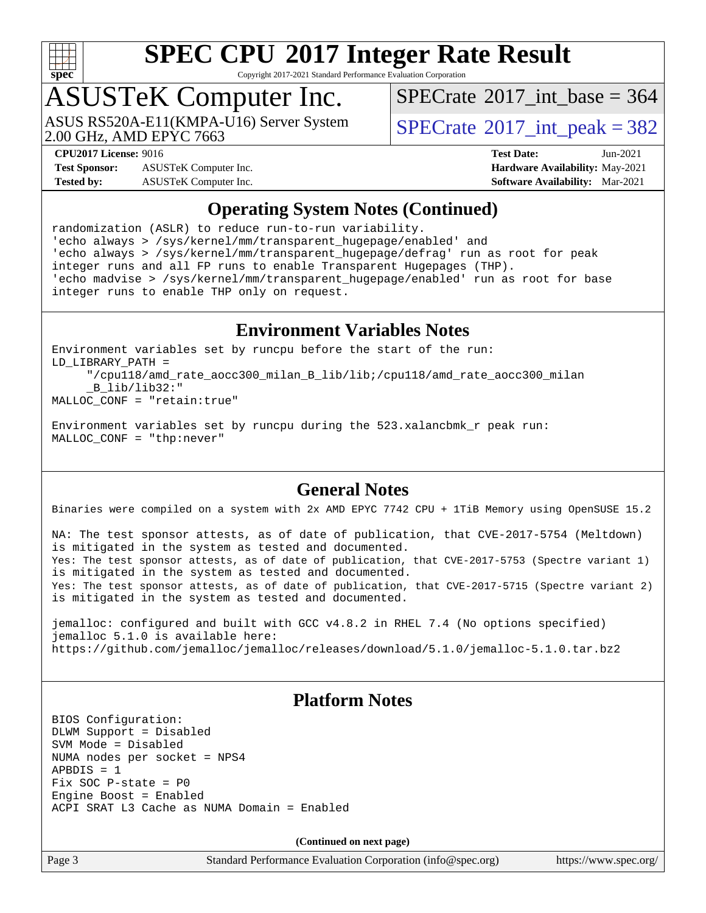## Operating System Notes (Continued)

```
randomization (ASLR) to reduce run-to-run variability.
'echo always > /sys/kernel/mm/transparent_hugepage/enabled' and
'echo always > /sys/kernel/mm/transparent_hugepage/defrag' run as root for peak
integer runs and all FP runs to enable Transparent Hugepages (THP).
'echo madvise > /sys/kernel/mm/transparent_hugepage/enabled' run as root for base
integer runs to enable THP only on request.
```

## Environment Variables Notes

```
Environment variables set by runcpu before the start of the run:
LD_LIBRARY_PATH =
     "/cpu118/amd_rate_aocc300_milan_B_lib/lib;/cpu118/amd_rate_aocc300_milan
     _B_lib/lib32:"
MALLOC_CONF = "retain:true"

Environment variables set by runcpu during the 523.xalancbmk_r peak run:
MALLOC_CONF = "thp:never"
```

## General Notes

```
Binaries were compiled on a system with 2x AMD EPYC 7742 CPU + 1TiB Memory using OpenSUSE 15.2

NA: The test sponsor attests, as of date of publication, that CVE-2017-5754 (Meltdown)
is mitigated in the system as tested and documented.
Yes: The test sponsor attests, as of date of publication, that CVE-2017-5753 (Spectre variant 1)
is mitigated in the system as tested and documented.
Yes: The test sponsor attests, as of date of publication, that CVE-2017-5715 (Spectre variant 2)
is mitigated in the system as tested and documented.

jemalloc: configured and built with GCC v4.8.2 in RHEL 7.4 (No options specified)
jemalloc 5.1.0 is available here:
https://github.com/jemalloc/jemalloc/releases/download/5.1.0/jemalloc-5.1.0.tar.bz2
```

## Platform Notes

```
BIOS Configuration:
DLWM Support = Disabled
SVM Mode = Disabled
NUMA nodes per socket = NPS4
APBDIS = 1
Fix SOC P-state = P0
Engine Boost = Enabled
ACPI SRAT L3 Cache as NUMA Domain = Enabled
```

**(Continued on next page)**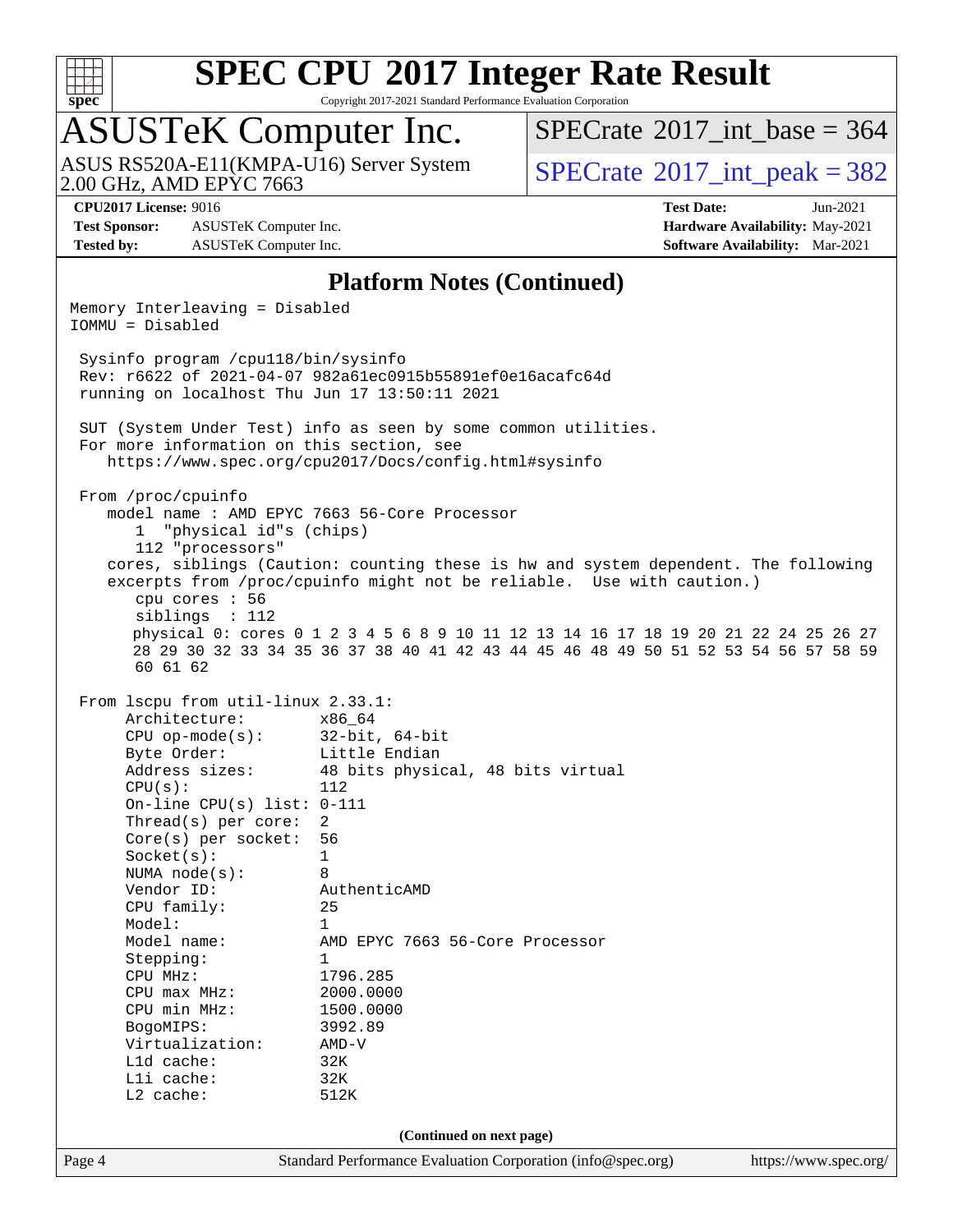## Platform Notes (Continued)

```
Memory Interleaving = Disabled
IOMMU = Disabled

 Sysinfo program /cpu118/bin/sysinfo
 Rev: r6622 of 2021-04-07 982a61ec0915b55891ef0e16acafc64d
 running on localhost Thu Jun 17 13:50:11 2021

 SUT (System Under Test) info as seen by some common utilities.
 For more information on this section, see
    https://www.spec.org/cpu2017/Docs/config.html#sysinfo

 From /proc/cpuinfo
    model name : AMD EPYC 7663 56-Core Processor
       1  "physical id"s (chips)
       112 "processors"
    cores, siblings (Caution: counting these is hw and system dependent. The following
    excerpts from /proc/cpuinfo might not be reliable.  Use with caution.)
       cpu cores : 56
       siblings  : 112
       physical 0: cores 0 1 2 3 4 5 6 8 9 10 11 12 13 14 16 17 18 19 20 21 22 24 25 26 27
       28 29 30 32 33 34 35 36 37 38 40 41 42 43 44 45 46 48 49 50 51 52 53 54 56 57 58 59
       60 61 62

 From lscpu from util-linux 2.33.1:
      Architecture:        x86_64
      CPU op-mode(s):      32-bit, 64-bit
      Byte Order:          Little Endian
      Address sizes:       48 bits physical, 48 bits virtual
      CPU(s):              112
      On-line CPU(s) list: 0-111
      Thread(s) per core:  2
      Core(s) per socket:  56
      Socket(s):           1
      NUMA node(s):        8
      Vendor ID:           AuthenticAMD
      CPU family:          25
      Model:               1
      Model name:          AMD EPYC 7663 56-Core Processor
      Stepping:            1
      CPU MHz:             1796.285
      CPU max MHz:         2000.0000
      CPU min MHz:         1500.0000
      BogoMIPS:            3992.89
      Virtualization:      AMD-V
      L1d cache:           32K
      L1i cache:           32K
      L2 cache:            512K
```

(Continued on next page)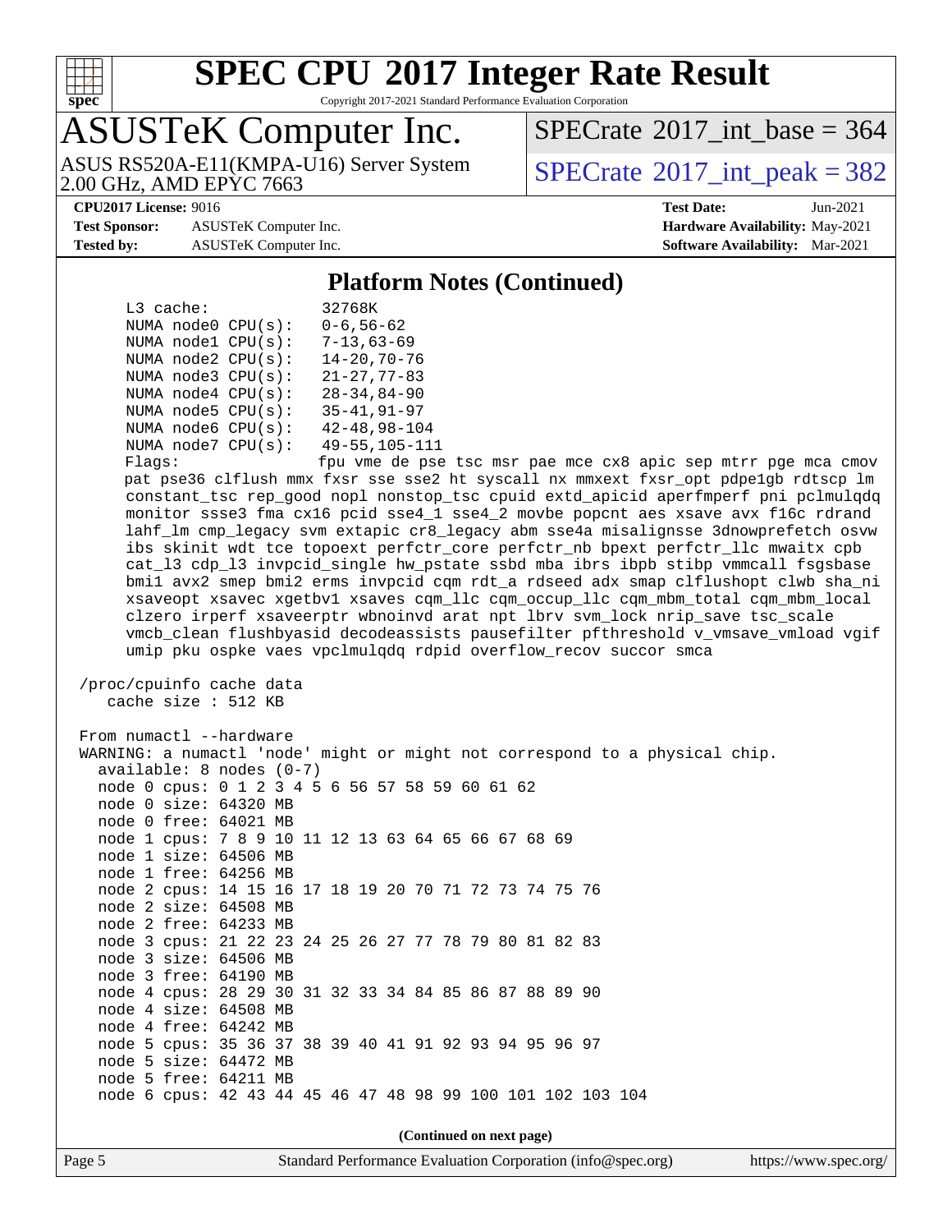# SPEC CPU 2017 Integer Rate Result

Copyright 2017-2021 Standard Performance Evaluation Corporation

## ASUSTeK Computer Inc.

ASUS RS520A-E11(KMPA-U16) Server System
2.00 GHz, AMD EPYC 7663

SPECrate 2017_int_base = 364

SPECrate 2017_int_peak = 382

**CPU2017 License:** 9016
**Test Sponsor:** ASUSTeK Computer Inc.
**Tested by:** ASUSTeK Computer Inc.

**Test Date:** Jun-2021
**Hardware Availability:** May-2021
**Software Availability:** Mar-2021

### Platform Notes (Continued)

```
     L3 cache:             32768K
     NUMA node0 CPU(s):    0-6,56-62
     NUMA node1 CPU(s):    7-13,63-69
     NUMA node2 CPU(s):    14-20,70-76
     NUMA node3 CPU(s):    21-27,77-83
     NUMA node4 CPU(s):    28-34,84-90
     NUMA node5 CPU(s):    35-41,91-97
     NUMA node6 CPU(s):    42-48,98-104
     NUMA node7 CPU(s):    49-55,105-111
     Flags:                fpu vme de pse tsc msr pae mce cx8 apic sep mtrr pge mca cmov
     pat pse36 clflush mmx fxsr sse sse2 ht syscall nx mmxext fxsr_opt pdpe1gb rdtscp lm
     constant_tsc rep_good nopl nonstop_tsc cpuid extd_apicid aperfmperf pni pclmulqdq
     monitor ssse3 fma cx16 pcid sse4_1 sse4_2 movbe popcnt aes xsave avx f16c rdrand
     lahf_lm cmp_legacy svm extapic cr8_legacy abm sse4a misalignsse 3dnowprefetch osvw
     ibs skinit wdt tce topoext perfctr_core perfctr_nb bpext perfctr_llc mwaitx cpb
     cat_l3 cdp_l3 invpcid_single hw_pstate ssbd mba ibrs ibpb stibp vmmcall fsgsbase
     bmi1 avx2 smep bmi2 erms invpcid cqm rdt_a rdseed adx smap clflushopt clwb sha_ni
     xsaveopt xsavec xgetbv1 xsaves cqm_llc cqm_occup_llc cqm_mbm_total cqm_mbm_local
     clzero irperf xsaveerptr wbnoinvd arat npt lbrv svm_lock nrip_save tsc_scale
     vmcb_clean flushbyasid decodeassists pausefilter pfthreshold v_vmsave_vmload vgif
     umip pku ospke vaes vpclmulqdq rdpid overflow_recov succor smca

 /proc/cpuinfo cache data
    cache size : 512 KB

 From numactl --hardware
 WARNING: a numactl 'node' might or might not correspond to a physical chip.
   available: 8 nodes (0-7)
   node 0 cpus: 0 1 2 3 4 5 6 56 57 58 59 60 61 62
   node 0 size: 64320 MB
   node 0 free: 64021 MB
   node 1 cpus: 7 8 9 10 11 12 13 63 64 65 66 67 68 69
   node 1 size: 64506 MB
   node 1 free: 64256 MB
   node 2 cpus: 14 15 16 17 18 19 20 70 71 72 73 74 75 76
   node 2 size: 64508 MB
   node 2 free: 64233 MB
   node 3 cpus: 21 22 23 24 25 26 27 77 78 79 80 81 82 83
   node 3 size: 64506 MB
   node 3 free: 64190 MB
   node 4 cpus: 28 29 30 31 32 33 34 84 85 86 87 88 89 90
   node 4 size: 64508 MB
   node 4 free: 64242 MB
   node 5 cpus: 35 36 37 38 39 40 41 91 92 93 94 95 96 97
   node 5 size: 64472 MB
   node 5 free: 64211 MB
   node 6 cpus: 42 43 44 45 46 47 48 98 99 100 101 102 103 104
```

(Continued on next page)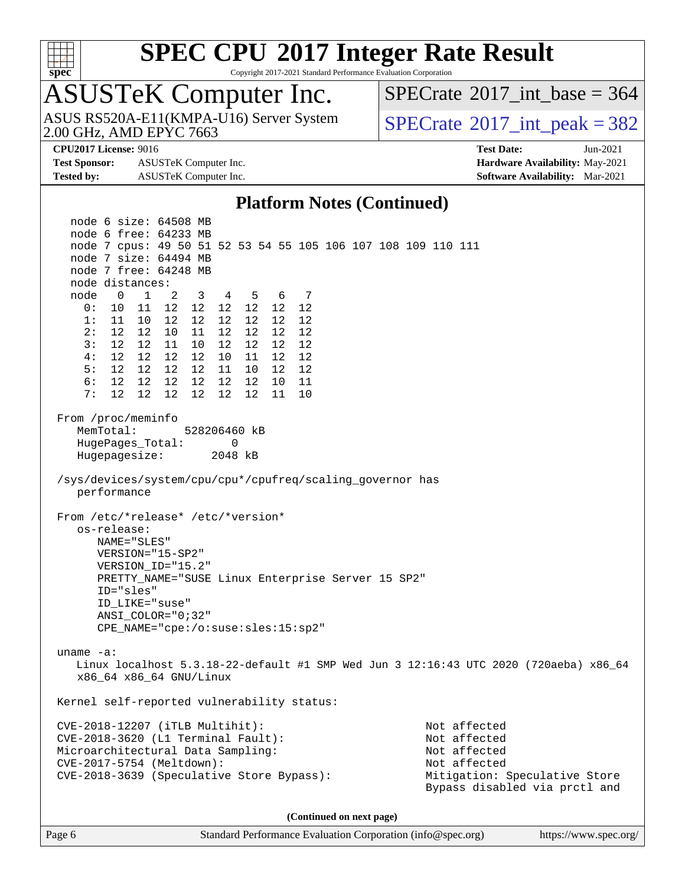# SPEC CPU 2017 Integer Rate Result

Copyright 2017-2021 Standard Performance Evaluation Corporation

## ASUSTeK Computer Inc.

ASUS RS520A-E11(KMPA-U16) Server System
2.00 GHz, AMD EPYC 7663

SPECrate 2017_int_base = 364

SPECrate 2017_int_peak = 382

**CPU2017 License:** 9016
**Test Sponsor:** ASUSTeK Computer Inc.
**Tested by:** ASUSTeK Computer Inc.

**Test Date:** Jun-2021
**Hardware Availability:** May-2021
**Software Availability:** Mar-2021

### Platform Notes (Continued)

```
    node 6 size: 64508 MB
    node 6 free: 64233 MB
    node 7 cpus: 49 50 51 52 53 54 55 105 106 107 108 109 110 111
    node 7 size: 64494 MB
    node 7 free: 64248 MB
    node distances:
    node   0   1   2   3   4   5   6   7
      0:  10  11  12  12  12  12  12  12
      1:  11  10  12  12  12  12  12  12
      2:  12  12  10  11  12  12  12  12
      3:  12  12  11  10  12  12  12  12
      4:  12  12  12  12  10  11  12  12
      5:  12  12  12  12  11  10  12  12
      6:  12  12  12  12  12  12  10  11
      7:  12  12  12  12  12  12  11  10

 From /proc/meminfo
    MemTotal:       528206460 kB
    HugePages_Total:       0
    Hugepagesize:       2048 kB

 /sys/devices/system/cpu/cpu*/cpufreq/scaling_governor has
    performance

 From /etc/*release* /etc/*version*
    os-release:
       NAME="SLES"
       VERSION="15-SP2"
       VERSION_ID="15.2"
       PRETTY_NAME="SUSE Linux Enterprise Server 15 SP2"
       ID="sles"
       ID_LIKE="suse"
       ANSI_COLOR="0;32"
       CPE_NAME="cpe:/o:suse:sles:15:sp2"

 uname -a:
    Linux localhost 5.3.18-22-default #1 SMP Wed Jun 3 12:16:43 UTC 2020 (720aeba) x86_64
    x86_64 x86_64 GNU/Linux

 Kernel self-reported vulnerability status:

 CVE-2018-12207 (iTLB Multihit):                         Not affected
 CVE-2018-3620 (L1 Terminal Fault):                      Not affected
 Microarchitectural Data Sampling:                       Not affected
 CVE-2017-5754 (Meltdown):                               Not affected
 CVE-2018-3639 (Speculative Store Bypass):               Mitigation: Speculative Store
                                                         Bypass disabled via prctl and
```

(Continued on next page)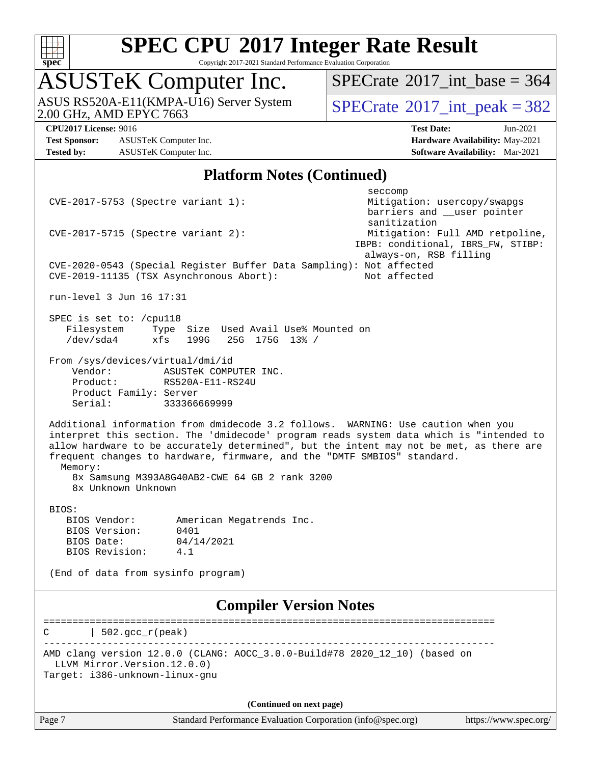# SPEC CPU 2017 Integer Rate Result

Copyright 2017-2021 Standard Performance Evaluation Corporation

## ASUSTeK Computer Inc.

ASUS RS520A-E11(KMPA-U16) Server System
2.00 GHz, AMD EPYC 7663

SPECrate 2017_int_base = 364

SPECrate 2017_int_peak = 382

**CPU2017 License:** 9016
**Test Sponsor:** ASUSTeK Computer Inc.
**Tested by:** ASUSTeK Computer Inc.
**Test Date:** Jun-2021
**Hardware Availability:** May-2021
**Software Availability:** Mar-2021

## Platform Notes (Continued)

```
                                                             seccomp
 CVE-2017-5753 (Spectre variant 1):                          Mitigation: usercopy/swapgs
                                                             barriers and __user pointer
                                                             sanitization
 CVE-2017-5715 (Spectre variant 2):                          Mitigation: Full AMD retpoline,
                                                           IBPB: conditional, IBRS_FW, STIBP:
                                                             always-on, RSB filling
 CVE-2020-0543 (Special Register Buffer Data Sampling): Not affected
 CVE-2019-11135 (TSX Asynchronous Abort):                    Not affected

 run-level 3 Jun 16 17:31

 SPEC is set to: /cpu118
    Filesystem     Type  Size  Used Avail Use% Mounted on
    /dev/sda4      xfs   199G   25G  175G  13% /

 From /sys/devices/virtual/dmi/id
     Vendor:         ASUSTeK COMPUTER INC.
     Product:        RS520A-E11-RS24U
     Product Family: Server
     Serial:         333366669999

 Additional information from dmidecode 3.2 follows.  WARNING: Use caution when you
 interpret this section. The 'dmidecode' program reads system data which is "intended to
 allow hardware to be accurately determined", but the intent may not be met, as there are
 frequent changes to hardware, firmware, and the "DMTF SMBIOS" standard.
   Memory:
     8x Samsung M393A8G40AB2-CWE 64 GB 2 rank 3200
     8x Unknown Unknown

 BIOS:
    BIOS Vendor:       American Megatrends Inc.
    BIOS Version:      0401
    BIOS Date:         04/14/2021
    BIOS Revision:     4.1

 (End of data from sysinfo program)
```

## Compiler Version Notes

```
==============================================================================
C       | 502.gcc_r(peak)
------------------------------------------------------------------------------
AMD clang version 12.0.0 (CLANG: AOCC_3.0.0-Build#78 2020_12_10) (based on
  LLVM Mirror.Version.12.0.0)
Target: i386-unknown-linux-gnu
```

(Continued on next page)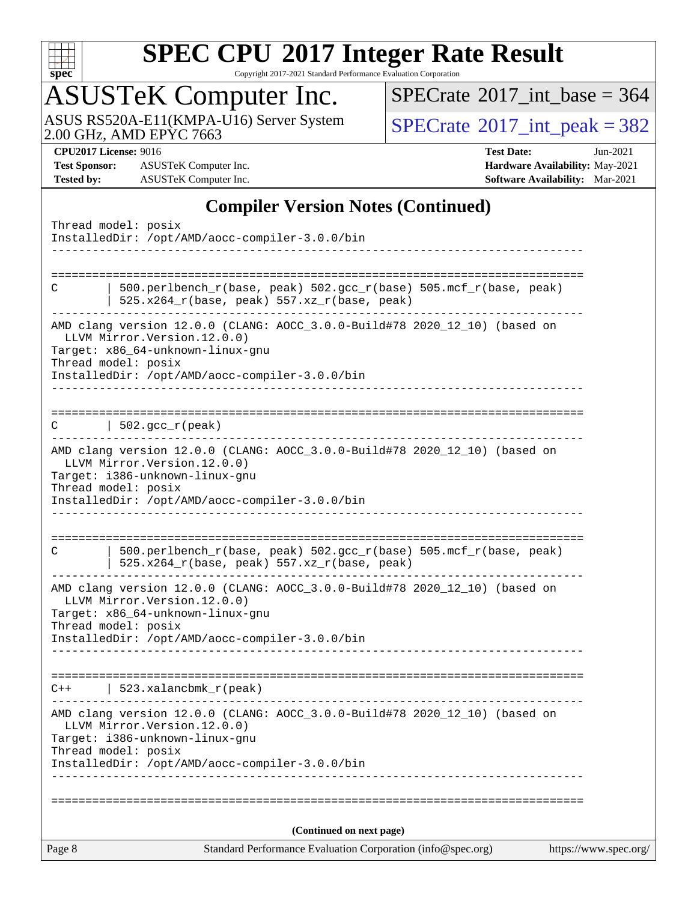## Compiler Version Notes (Continued)

```
Thread model: posix
InstalledDir: /opt/AMD/aocc-compiler-3.0.0/bin
------------------------------------------------------------------------------

==============================================================================
C       | 500.perlbench_r(base, peak) 502.gcc_r(base) 505.mcf_r(base, peak)
        | 525.x264_r(base, peak) 557.xz_r(base, peak)
------------------------------------------------------------------------------
AMD clang version 12.0.0 (CLANG: AOCC_3.0.0-Build#78 2020_12_10) (based on
  LLVM Mirror.Version.12.0.0)
Target: x86_64-unknown-linux-gnu
Thread model: posix
InstalledDir: /opt/AMD/aocc-compiler-3.0.0/bin
------------------------------------------------------------------------------

==============================================================================
C       | 502.gcc_r(peak)
------------------------------------------------------------------------------
AMD clang version 12.0.0 (CLANG: AOCC_3.0.0-Build#78 2020_12_10) (based on
  LLVM Mirror.Version.12.0.0)
Target: i386-unknown-linux-gnu
Thread model: posix
InstalledDir: /opt/AMD/aocc-compiler-3.0.0/bin
------------------------------------------------------------------------------

==============================================================================
C       | 500.perlbench_r(base, peak) 502.gcc_r(base) 505.mcf_r(base, peak)
        | 525.x264_r(base, peak) 557.xz_r(base, peak)
------------------------------------------------------------------------------
AMD clang version 12.0.0 (CLANG: AOCC_3.0.0-Build#78 2020_12_10) (based on
  LLVM Mirror.Version.12.0.0)
Target: x86_64-unknown-linux-gnu
Thread model: posix
InstalledDir: /opt/AMD/aocc-compiler-3.0.0/bin
------------------------------------------------------------------------------

==============================================================================
C++     | 523.xalancbmk_r(peak)
------------------------------------------------------------------------------
AMD clang version 12.0.0 (CLANG: AOCC_3.0.0-Build#78 2020_12_10) (based on
  LLVM Mirror.Version.12.0.0)
Target: i386-unknown-linux-gnu
Thread model: posix
InstalledDir: /opt/AMD/aocc-compiler-3.0.0/bin
------------------------------------------------------------------------------

==============================================================================
```

(Continued on next page)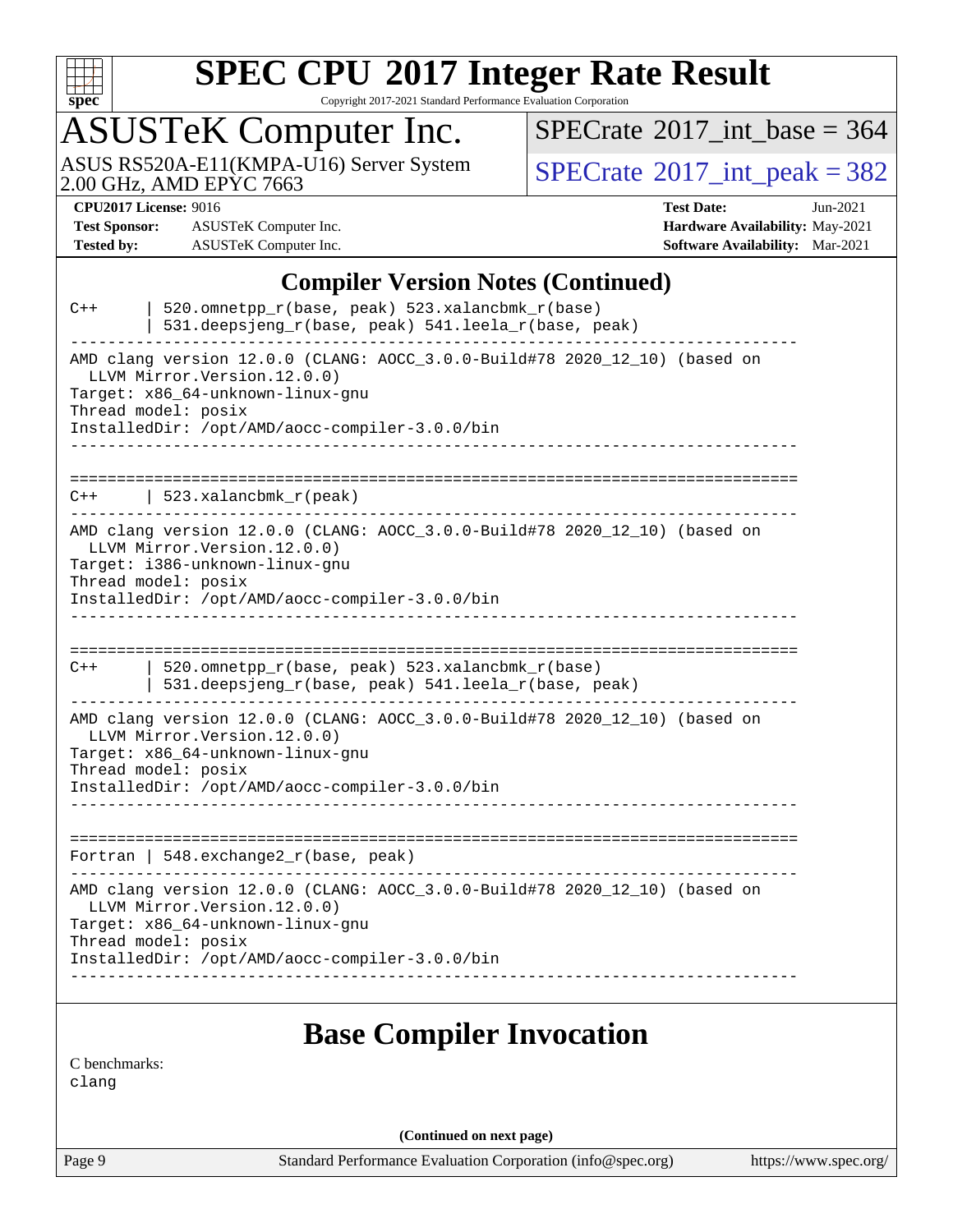## Compiler Version Notes (Continued)

```
C++     | 520.omnetpp_r(base, peak) 523.xalancbmk_r(base)
        | 531.deepsjeng_r(base, peak) 541.leela_r(base, peak)
------------------------------------------------------------------------------
AMD clang version 12.0.0 (CLANG: AOCC_3.0.0-Build#78 2020_12_10) (based on
  LLVM Mirror.Version.12.0.0)
Target: x86_64-unknown-linux-gnu
Thread model: posix
InstalledDir: /opt/AMD/aocc-compiler-3.0.0/bin
------------------------------------------------------------------------------

==============================================================================
C++     | 523.xalancbmk_r(peak)
------------------------------------------------------------------------------
AMD clang version 12.0.0 (CLANG: AOCC_3.0.0-Build#78 2020_12_10) (based on
  LLVM Mirror.Version.12.0.0)
Target: i386-unknown-linux-gnu
Thread model: posix
InstalledDir: /opt/AMD/aocc-compiler-3.0.0/bin
------------------------------------------------------------------------------

==============================================================================
C++     | 520.omnetpp_r(base, peak) 523.xalancbmk_r(base)
        | 531.deepsjeng_r(base, peak) 541.leela_r(base, peak)
------------------------------------------------------------------------------
AMD clang version 12.0.0 (CLANG: AOCC_3.0.0-Build#78 2020_12_10) (based on
  LLVM Mirror.Version.12.0.0)
Target: x86_64-unknown-linux-gnu
Thread model: posix
InstalledDir: /opt/AMD/aocc-compiler-3.0.0/bin
------------------------------------------------------------------------------

==============================================================================
Fortran | 548.exchange2_r(base, peak)
------------------------------------------------------------------------------
AMD clang version 12.0.0 (CLANG: AOCC_3.0.0-Build#78 2020_12_10) (based on
  LLVM Mirror.Version.12.0.0)
Target: x86_64-unknown-linux-gnu
Thread model: posix
InstalledDir: /opt/AMD/aocc-compiler-3.0.0/bin
------------------------------------------------------------------------------
```

## Base Compiler Invocation

C benchmarks:
clang

**(Continued on next page)**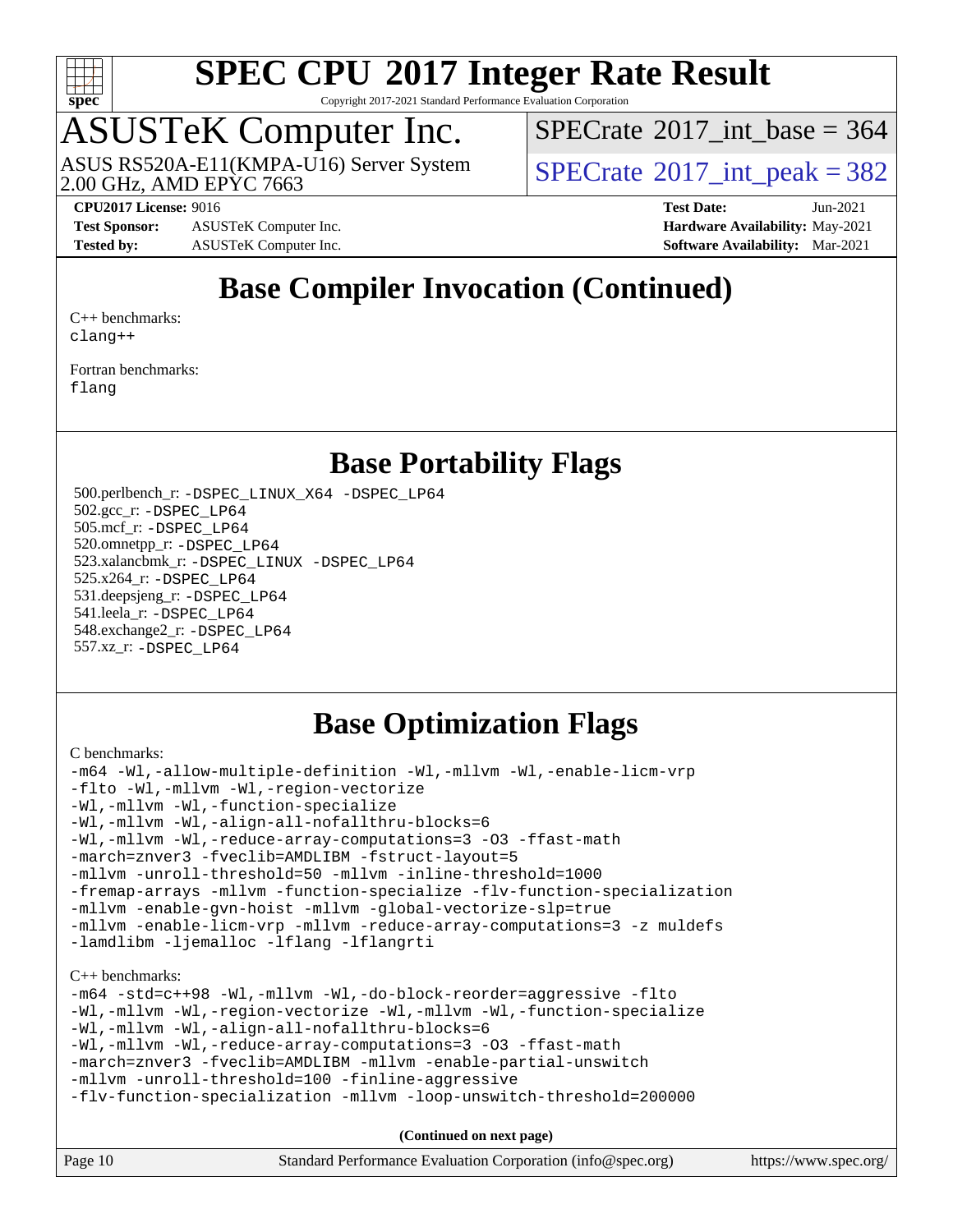# Base Compiler Invocation (Continued)

C++ benchmarks:
clang++

Fortran benchmarks:
flang

# Base Portability Flags

500.perlbench_r: -DSPEC_LINUX_X64 -DSPEC_LP64
502.gcc_r: -DSPEC_LP64
505.mcf_r: -DSPEC_LP64
520.omnetpp_r: -DSPEC_LP64
523.xalancbmk_r: -DSPEC_LINUX -DSPEC_LP64
525.x264_r: -DSPEC_LP64
531.deepsjeng_r: -DSPEC_LP64
541.leela_r: -DSPEC_LP64
548.exchange2_r: -DSPEC_LP64
557.xz_r: -DSPEC_LP64

# Base Optimization Flags

C benchmarks:

```
-m64 -Wl,-allow-multiple-definition -Wl,-mllvm -Wl,-enable-licm-vrp
-flto -Wl,-mllvm -Wl,-region-vectorize
-Wl,-mllvm -Wl,-function-specialize
-Wl,-mllvm -Wl,-align-all-nofallthru-blocks=6
-Wl,-mllvm -Wl,-reduce-array-computations=3 -O3 -ffast-math
-march=znver3 -fveclib=AMDLIBM -fstruct-layout=5
-mllvm -unroll-threshold=50 -mllvm -inline-threshold=1000
-fremap-arrays -mllvm -function-specialize -flv-function-specialization
-mllvm -enable-gvn-hoist -mllvm -global-vectorize-slp=true
-mllvm -enable-licm-vrp -mllvm -reduce-array-computations=3 -z muldefs
-lamdlibm -ljemalloc -lflang -lflangrti
```

C++ benchmarks:

```
-m64 -std=c++98 -Wl,-mllvm -Wl,-do-block-reorder=aggressive -flto
-Wl,-mllvm -Wl,-region-vectorize -Wl,-mllvm -Wl,-function-specialize
-Wl,-mllvm -Wl,-align-all-nofallthru-blocks=6
-Wl,-mllvm -Wl,-reduce-array-computations=3 -O3 -ffast-math
-march=znver3 -fveclib=AMDLIBM -mllvm -enable-partial-unswitch
-mllvm -unroll-threshold=100 -finline-aggressive
-flv-function-specialization -mllvm -loop-unswitch-threshold=200000
```

**(Continued on next page)**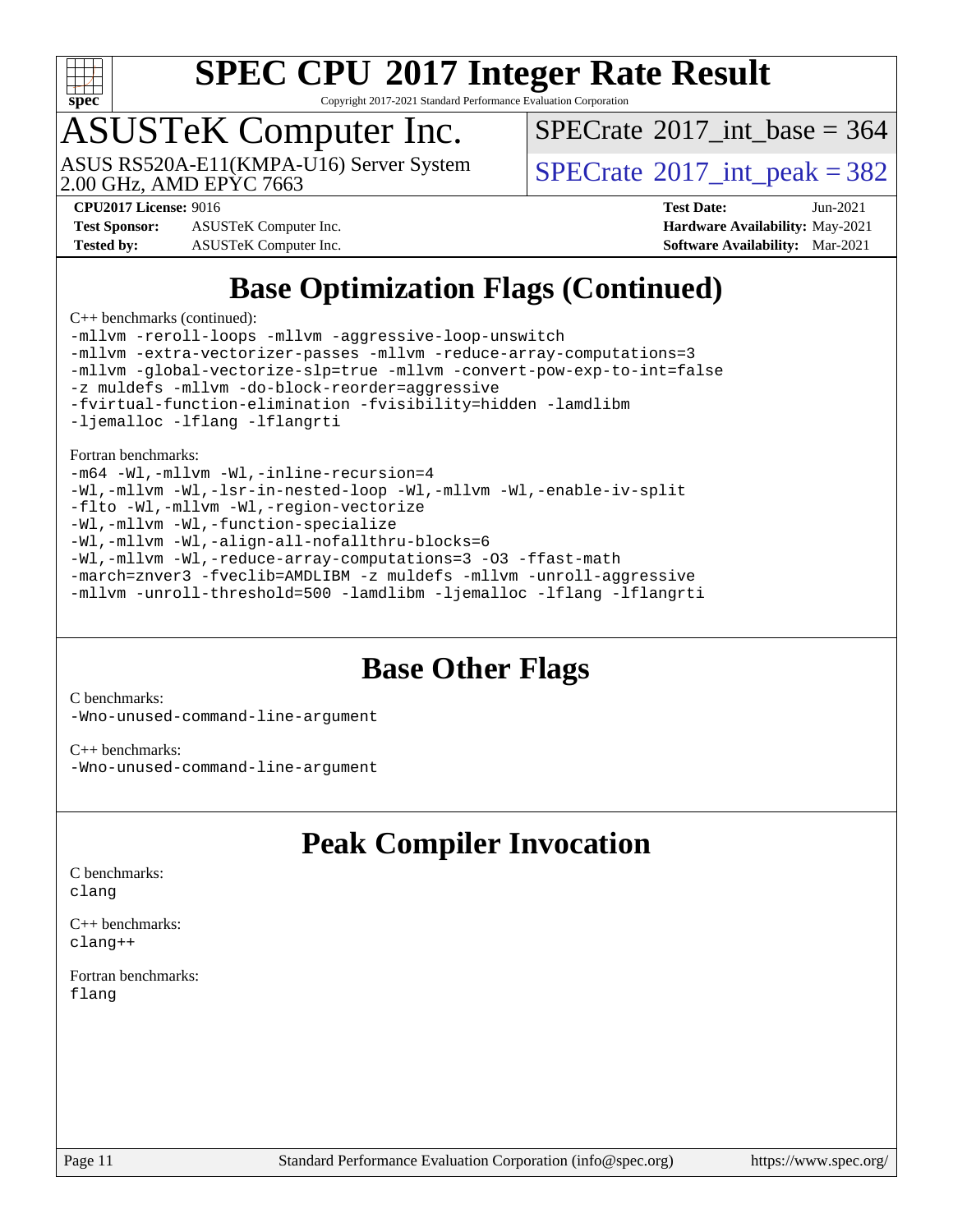# SPEC CPU 2017 Integer Rate Result

Copyright 2017-2021 Standard Performance Evaluation Corporation

## ASUSTeK Computer Inc.

ASUS RS520A-E11(KMPA-U16) Server System
2.00 GHz, AMD EPYC 7663

SPECrate 2017_int_base = 364

SPECrate 2017_int_peak = 382

**CPU2017 License:** 9016
**Test Sponsor:** ASUSTeK Computer Inc.
**Tested by:** ASUSTeK Computer Inc.

**Test Date:** Jun-2021
**Hardware Availability:** May-2021
**Software Availability:** Mar-2021

## Base Optimization Flags (Continued)

C++ benchmarks (continued):

```
-mllvm -reroll-loops -mllvm -aggressive-loop-unswitch
-mllvm -extra-vectorizer-passes -mllvm -reduce-array-computations=3
-mllvm -global-vectorize-slp=true -mllvm -convert-pow-exp-to-int=false
-z muldefs -mllvm -do-block-reorder=aggressive
-fvirtual-function-elimination -fvisibility=hidden -lamdlibm
-ljemalloc -lflang -lflangrti
```

Fortran benchmarks:

```
-m64 -Wl,-mllvm -Wl,-inline-recursion=4
-Wl,-mllvm -Wl,-lsr-in-nested-loop -Wl,-mllvm -Wl,-enable-iv-split
-flto -Wl,-mllvm -Wl,-region-vectorize
-Wl,-mllvm -Wl,-function-specialize
-Wl,-mllvm -Wl,-align-all-nofallthru-blocks=6
-Wl,-mllvm -Wl,-reduce-array-computations=3 -O3 -ffast-math
-march=znver3 -fveclib=AMDLIBM -z muldefs -mllvm -unroll-aggressive
-mllvm -unroll-threshold=500 -lamdlibm -ljemalloc -lflang -lflangrti
```

## Base Other Flags

C benchmarks:

```
-Wno-unused-command-line-argument
```

C++ benchmarks:

```
-Wno-unused-command-line-argument
```

## Peak Compiler Invocation

C benchmarks:

```
clang
```

C++ benchmarks:

```
clang++
```

Fortran benchmarks:

```
flang
```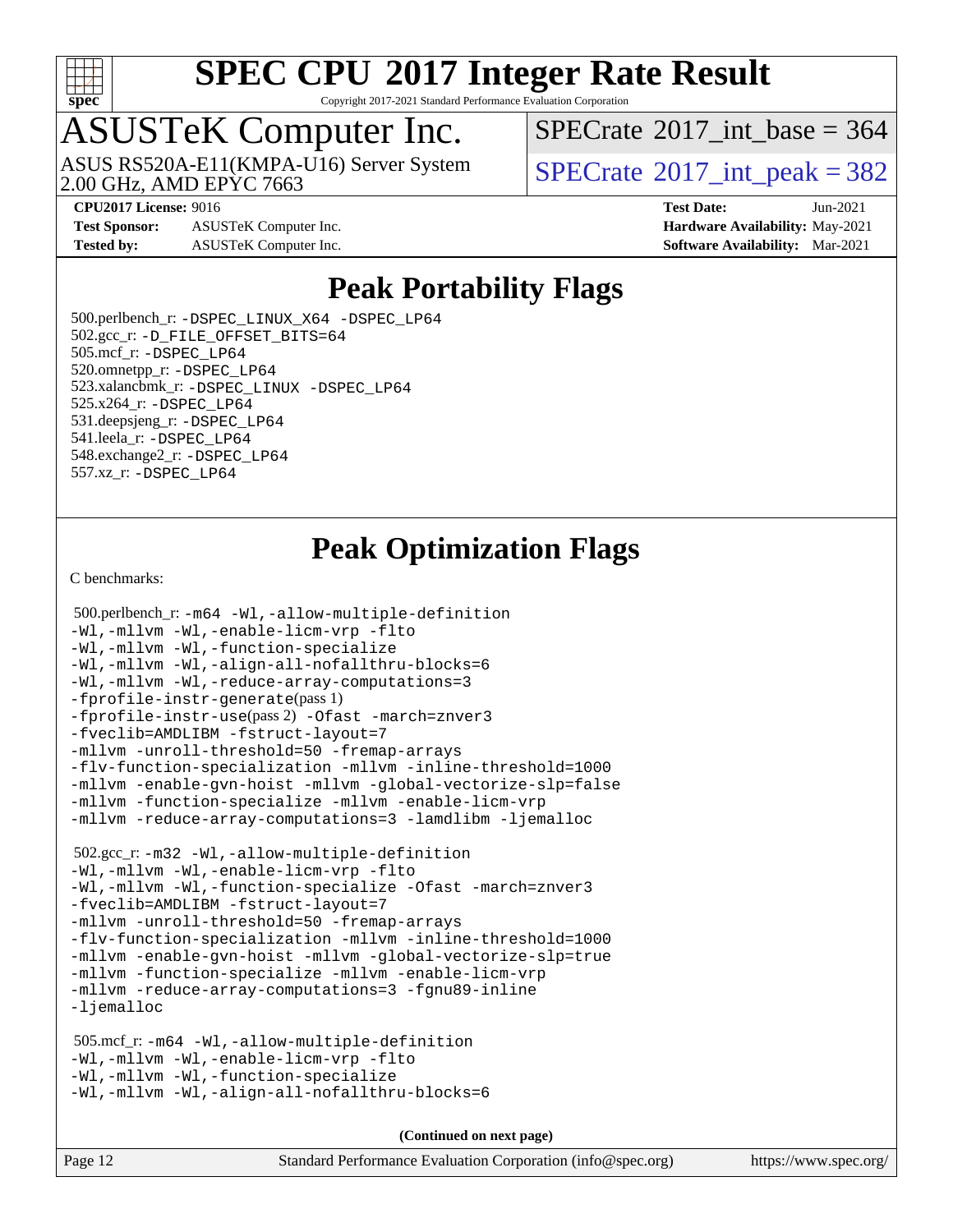# SPEC CPU 2017 Integer Rate Result

Copyright 2017-2021 Standard Performance Evaluation Corporation

## ASUSTeK Computer Inc.

ASUS RS520A-E11(KMPA-U16) Server System
2.00 GHz, AMD EPYC 7663

SPECrate 2017_int_base = 364

SPECrate 2017_int_peak = 382

| | | | |
|---|---|---|---|
| **CPU2017 License:** | 9016 | **Test Date:** | Jun-2021 |
| **Test Sponsor:** | ASUSTeK Computer Inc. | **Hardware Availability:** | May-2021 |
| **Tested by:** | ASUSTeK Computer Inc. | **Software Availability:** | Mar-2021 |

## Peak Portability Flags

500.perlbench_r: -DSPEC_LINUX_X64 -DSPEC_LP64
502.gcc_r: -D_FILE_OFFSET_BITS=64
505.mcf_r: -DSPEC_LP64
520.omnetpp_r: -DSPEC_LP64
523.xalancbmk_r: -DSPEC_LINUX -DSPEC_LP64
525.x264_r: -DSPEC_LP64
531.deepsjeng_r: -DSPEC_LP64
541.leela_r: -DSPEC_LP64
548.exchange2_r: -DSPEC_LP64
557.xz_r: -DSPEC_LP64

## Peak Optimization Flags

C benchmarks:

500.perlbench_r: -m64 -Wl,-allow-multiple-definition
-Wl,-mllvm -Wl,-enable-licm-vrp -flto
-Wl,-mllvm -Wl,-function-specialize
-Wl,-mllvm -Wl,-align-all-nofallthru-blocks=6
-Wl,-mllvm -Wl,-reduce-array-computations=3
-fprofile-instr-generate(pass 1)
-fprofile-instr-use(pass 2) -Ofast -march=znver3
-fveclib=AMDLIBM -fstruct-layout=7
-mllvm -unroll-threshold=50 -fremap-arrays
-flv-function-specialization -mllvm -inline-threshold=1000
-mllvm -enable-gvn-hoist -mllvm -global-vectorize-slp=false
-mllvm -function-specialize -mllvm -enable-licm-vrp
-mllvm -reduce-array-computations=3 -lamdlibm -ljemalloc

502.gcc_r: -m32 -Wl,-allow-multiple-definition
-Wl,-mllvm -Wl,-enable-licm-vrp -flto
-Wl,-mllvm -Wl,-function-specialize -Ofast -march=znver3
-fveclib=AMDLIBM -fstruct-layout=7
-mllvm -unroll-threshold=50 -fremap-arrays
-flv-function-specialization -mllvm -inline-threshold=1000
-mllvm -enable-gvn-hoist -mllvm -global-vectorize-slp=true
-mllvm -function-specialize -mllvm -enable-licm-vrp
-mllvm -reduce-array-computations=3 -fgnu89-inline
-ljemalloc

505.mcf_r: -m64 -Wl,-allow-multiple-definition
-Wl,-mllvm -Wl,-enable-licm-vrp -flto
-Wl,-mllvm -Wl,-function-specialize
-Wl,-mllvm -Wl,-align-all-nofallthru-blocks=6

**(Continued on next page)**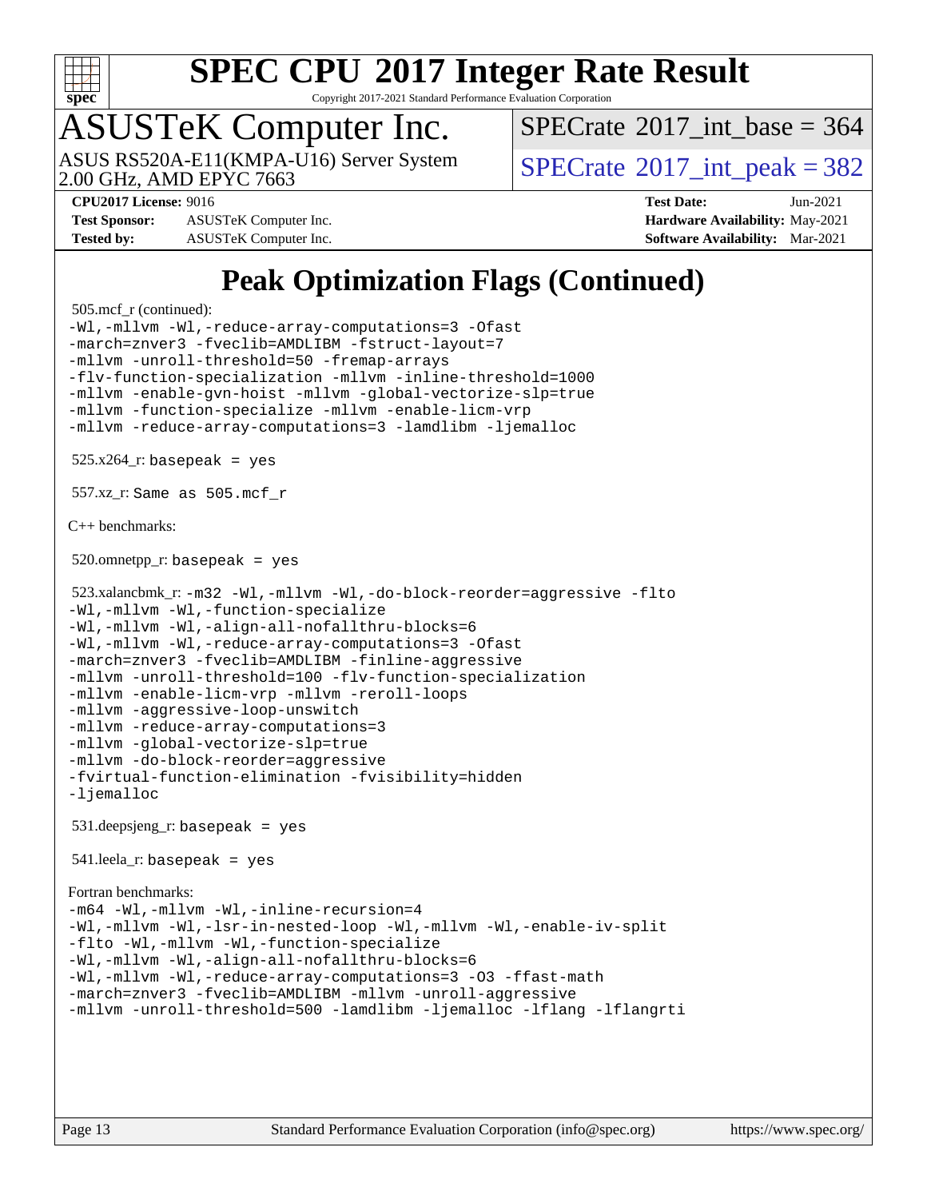# Peak Optimization Flags (Continued)

505.mcf_r (continued):

```
-Wl,-mllvm -Wl,-reduce-array-computations=3 -Ofast
-march=znver3 -fveclib=AMDLIBM -fstruct-layout=7
-mllvm -unroll-threshold=50 -fremap-arrays
-flv-function-specialization -mllvm -inline-threshold=1000
-mllvm -enable-gvn-hoist -mllvm -global-vectorize-slp=true
-mllvm -function-specialize -mllvm -enable-licm-vrp
-mllvm -reduce-array-computations=3 -lamdlibm -ljemalloc
```

525.x264_r: `basepeak = yes`

557.xz_r: `Same as 505.mcf_r`

C++ benchmarks:

520.omnetpp_r: `basepeak = yes`

523.xalancbmk_r:

```
-m32 -Wl,-mllvm -Wl,-do-block-reorder=aggressive -flto
-Wl,-mllvm -Wl,-function-specialize
-Wl,-mllvm -Wl,-align-all-nofallthru-blocks=6
-Wl,-mllvm -Wl,-reduce-array-computations=3 -Ofast
-march=znver3 -fveclib=AMDLIBM -finline-aggressive
-mllvm -unroll-threshold=100 -flv-function-specialization
-mllvm -enable-licm-vrp -mllvm -reroll-loops
-mllvm -aggressive-loop-unswitch
-mllvm -reduce-array-computations=3
-mllvm -global-vectorize-slp=true
-mllvm -do-block-reorder=aggressive
-fvirtual-function-elimination -fvisibility=hidden
-ljemalloc
```

531.deepsjeng_r: `basepeak = yes`

541.leela_r: `basepeak = yes`

Fortran benchmarks:

```
-m64 -Wl,-mllvm -Wl,-inline-recursion=4
-Wl,-mllvm -Wl,-lsr-in-nested-loop -Wl,-mllvm -Wl,-enable-iv-split
-flto -Wl,-mllvm -Wl,-function-specialize
-Wl,-mllvm -Wl,-align-all-nofallthru-blocks=6
-Wl,-mllvm -Wl,-reduce-array-computations=3 -O3 -ffast-math
-march=znver3 -fveclib=AMDLIBM -mllvm -unroll-aggressive
-mllvm -unroll-threshold=500 -lamdlibm -ljemalloc -lflang -lflangrti
```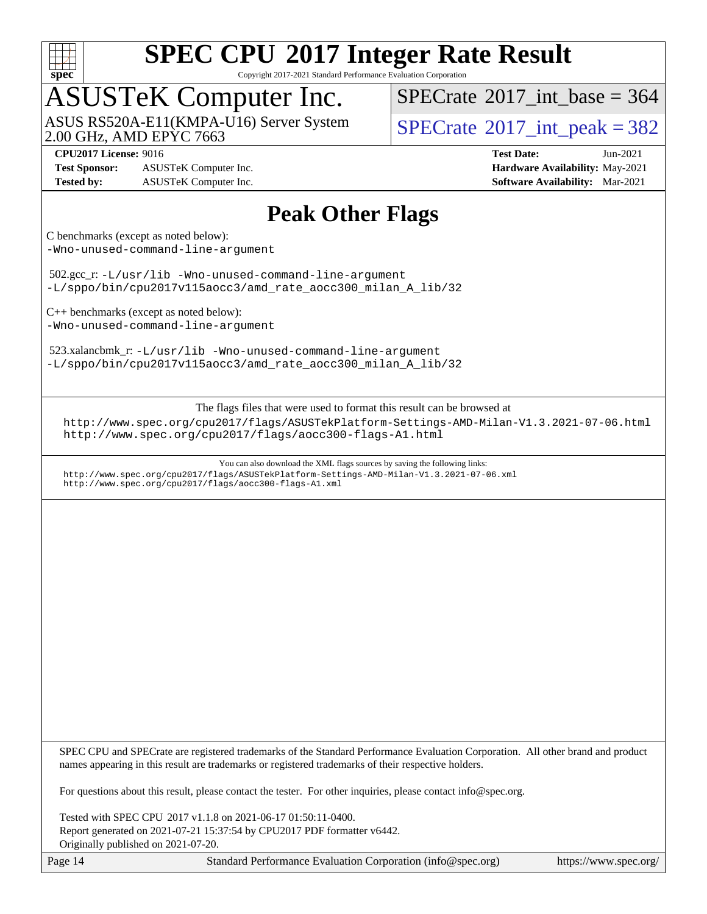# Peak Other Flags

C benchmarks (except as noted below):
-Wno-unused-command-line-argument

502.gcc_r: -L/usr/lib -Wno-unused-command-line-argument
-L/sppo/bin/cpu2017v115aocc3/amd_rate_aocc300_milan_A_lib/32

C++ benchmarks (except as noted below):
-Wno-unused-command-line-argument

523.xalancbmk_r: -L/usr/lib -Wno-unused-command-line-argument
-L/sppo/bin/cpu2017v115aocc3/amd_rate_aocc300_milan_A_lib/32

The flags files that were used to format this result can be browsed at
http://www.spec.org/cpu2017/flags/ASUSTekPlatform-Settings-AMD-Milan-V1.3.2021-07-06.html
http://www.spec.org/cpu2017/flags/aocc300-flags-A1.html

You can also download the XML flags sources by saving the following links:
http://www.spec.org/cpu2017/flags/ASUSTekPlatform-Settings-AMD-Milan-V1.3.2021-07-06.xml
http://www.spec.org/cpu2017/flags/aocc300-flags-A1.xml

SPEC CPU and SPECrate are registered trademarks of the Standard Performance Evaluation Corporation. All other brand and product names appearing in this result are trademarks or registered trademarks of their respective holders.

For questions about this result, please contact the tester. For other inquiries, please contact info@spec.org.

Tested with SPEC CPU 2017 v1.1.8 on 2021-06-17 01:50:11-0400.
Report generated on 2021-07-21 15:37:54 by CPU2017 PDF formatter v6442.
Originally published on 2021-07-20.